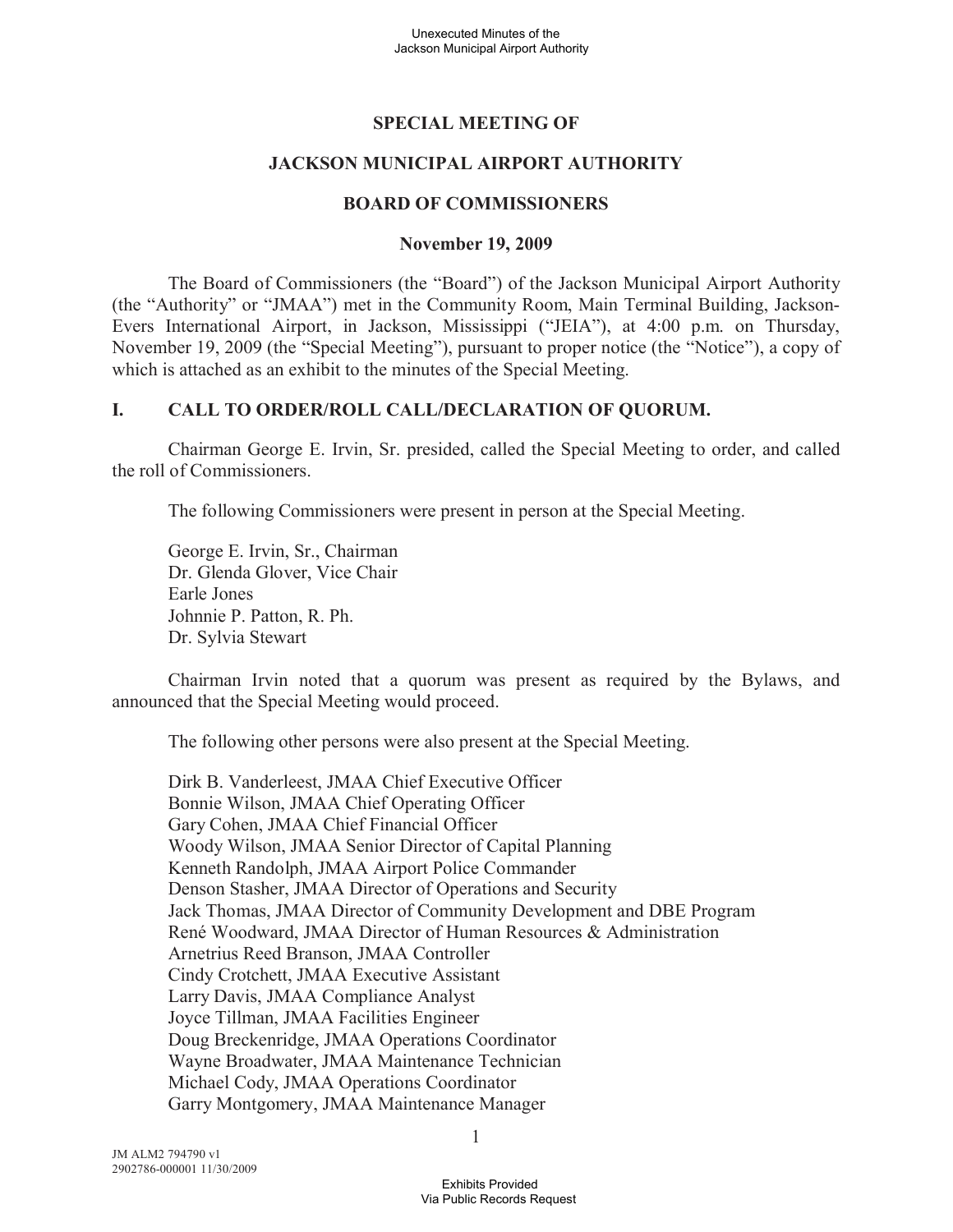# SPECIAL MEETING OF

# JACKSON MUNICIPAL AIRPORT AUTHORITY

# BOARD OF COMMISSIONERS

## November 19, 2009

The Board of Commissioners (the "Board") of the Jackson Municipal Airport Authority (the "Authority" or "JMAA") met in the Community Room, Main Terminal Building, Jackson-Evers International Airport, in Jackson, Mississippi ("JEIA"), at 4:00 p.m. on Thursday, November 19, 2009 (the "Special Meeting"), pursuant to proper notice (the "Notice"), a copy of which is attached as an exhibit to the minutes of the Special Meeting.

## I. CALL TO ORDER/ROLL CALL/DECLARATION OF QUORUM.

Chairman George E. Irvin, Sr. presided, called the Special Meeting to order, and called the roll of Commissioners.

The following Commissioners were present in person at the Special Meeting.

George E. Irvin, Sr., Chairman
Dr. Glenda Glover, Vice Chair
Earle Jones
Johnnie P. Patton, R. Ph.
Dr. Sylvia Stewart

Chairman Irvin noted that a quorum was present as required by the Bylaws, and announced that the Special Meeting would proceed.

The following other persons were also present at the Special Meeting.

Dirk B. Vanderleest, JMAA Chief Executive Officer
Bonnie Wilson, JMAA Chief Operating Officer
Gary Cohen, JMAA Chief Financial Officer
Woody Wilson, JMAA Senior Director of Capital Planning
Kenneth Randolph, JMAA Airport Police Commander
Denson Stasher, JMAA Director of Operations and Security
Jack Thomas, JMAA Director of Community Development and DBE Program
René Woodward, JMAA Director of Human Resources & Administration
Arnetrius Reed Branson, JMAA Controller
Cindy Crotchett, JMAA Executive Assistant
Larry Davis, JMAA Compliance Analyst
Joyce Tillman, JMAA Facilities Engineer
Doug Breckenridge, JMAA Operations Coordinator
Wayne Broadwater, JMAA Maintenance Technician
Michael Cody, JMAA Operations Coordinator
Garry Montgomery, JMAA Maintenance Manager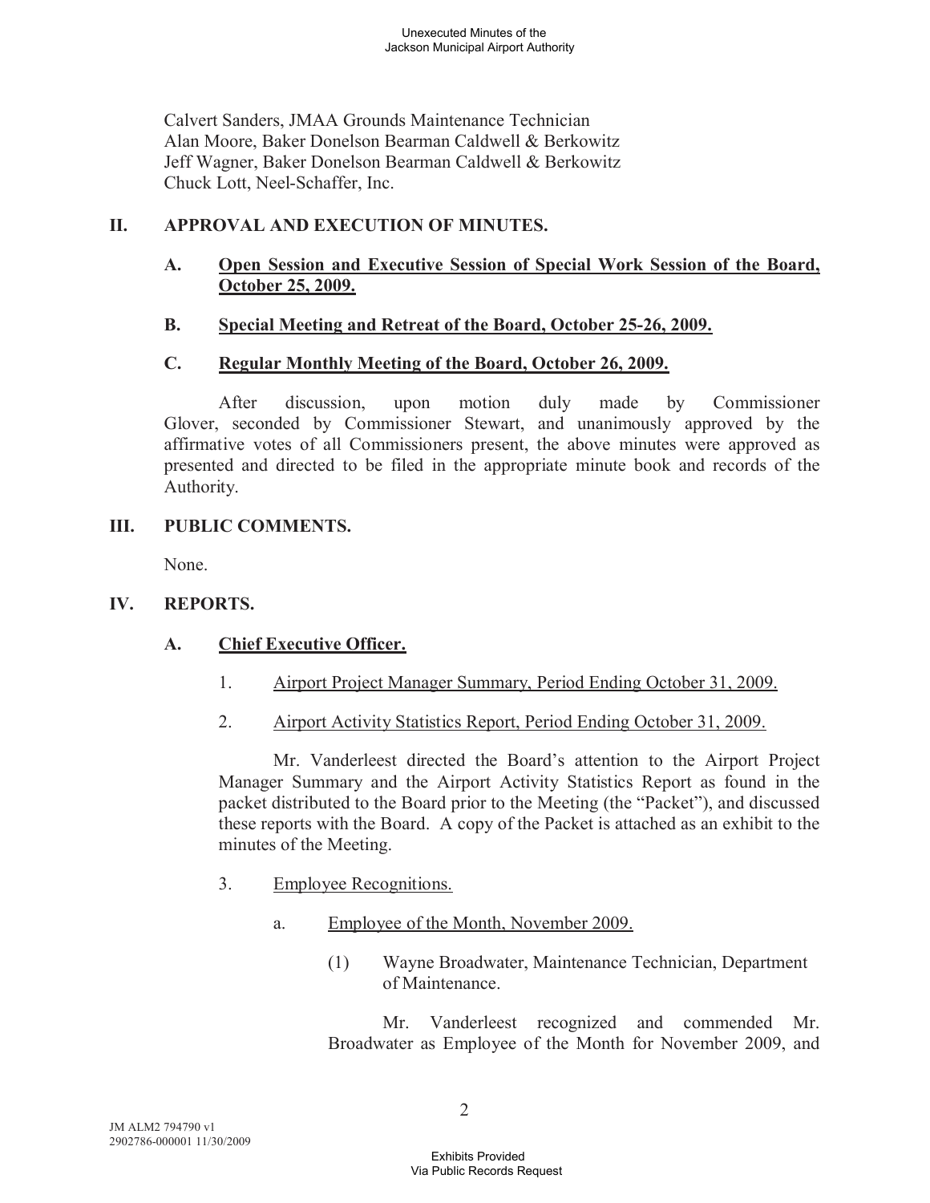Calvert Sanders, JMAA Grounds Maintenance Technician
Alan Moore, Baker Donelson Bearman Caldwell & Berkowitz
Jeff Wagner, Baker Donelson Bearman Caldwell & Berkowitz
Chuck Lott, Neel-Schaffer, Inc.

## II. APPROVAL AND EXECUTION OF MINUTES.

### A. Open Session and Executive Session of Special Work Session of the Board, October 25, 2009.

### B. Special Meeting and Retreat of the Board, October 25-26, 2009.

### C. Regular Monthly Meeting of the Board, October 26, 2009.

After discussion, upon motion duly made by Commissioner Glover, seconded by Commissioner Stewart, and unanimously approved by the affirmative votes of all Commissioners present, the above minutes were approved as presented and directed to be filed in the appropriate minute book and records of the Authority.

## III. PUBLIC COMMENTS.

None.

## IV. REPORTS.

### A. Chief Executive Officer.

1. Airport Project Manager Summary, Period Ending October 31, 2009.

2. Airport Activity Statistics Report, Period Ending October 31, 2009.

Mr. Vanderleest directed the Board's attention to the Airport Project Manager Summary and the Airport Activity Statistics Report as found in the packet distributed to the Board prior to the Meeting (the "Packet"), and discussed these reports with the Board. A copy of the Packet is attached as an exhibit to the minutes of the Meeting.

3. Employee Recognitions.

   a. Employee of the Month, November 2009.

      (1) Wayne Broadwater, Maintenance Technician, Department of Maintenance.

      Mr. Vanderleest recognized and commended Mr. Broadwater as Employee of the Month for November 2009, and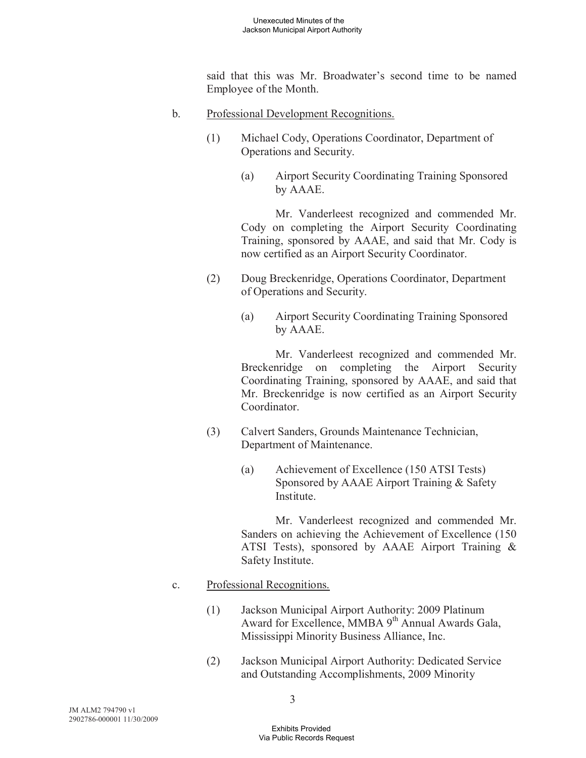said that this was Mr. Broadwater's second time to be named Employee of the Month.

b. Professional Development Recognitions.

(1) Michael Cody, Operations Coordinator, Department of Operations and Security.

(a) Airport Security Coordinating Training Sponsored by AAAE.

Mr. Vanderleest recognized and commended Mr. Cody on completing the Airport Security Coordinating Training, sponsored by AAAE, and said that Mr. Cody is now certified as an Airport Security Coordinator.

(2) Doug Breckenridge, Operations Coordinator, Department of Operations and Security.

(a) Airport Security Coordinating Training Sponsored by AAAE.

Mr. Vanderleest recognized and commended Mr. Breckenridge on completing the Airport Security Coordinating Training, sponsored by AAAE, and said that Mr. Breckenridge is now certified as an Airport Security Coordinator.

(3) Calvert Sanders, Grounds Maintenance Technician, Department of Maintenance.

(a) Achievement of Excellence (150 ATSI Tests) Sponsored by AAAE Airport Training & Safety Institute.

Mr. Vanderleest recognized and commended Mr. Sanders on achieving the Achievement of Excellence (150 ATSI Tests), sponsored by AAAE Airport Training & Safety Institute.

c. Professional Recognitions.

(1) Jackson Municipal Airport Authority: 2009 Platinum Award for Excellence, MMBA 9th Annual Awards Gala, Mississippi Minority Business Alliance, Inc.

(2) Jackson Municipal Airport Authority: Dedicated Service and Outstanding Accomplishments, 2009 Minority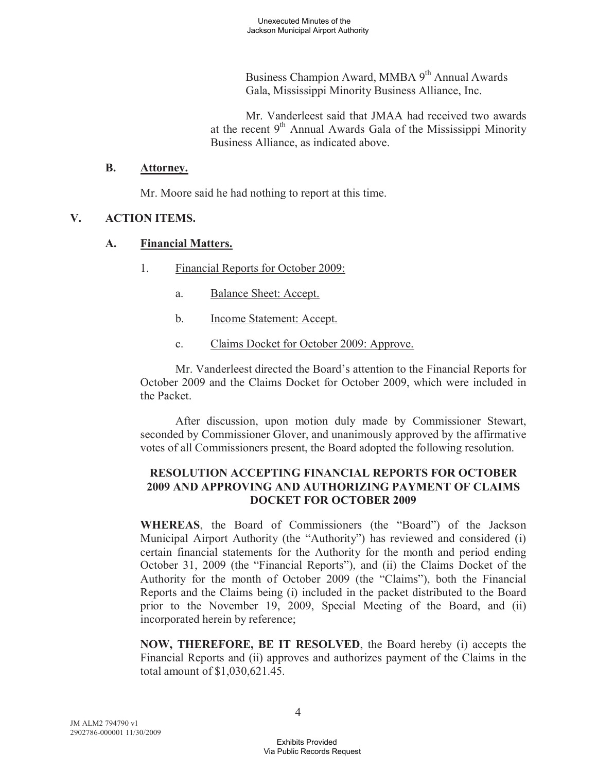Business Champion Award, MMBA 9th Annual Awards Gala, Mississippi Minority Business Alliance, Inc.

Mr. Vanderleest said that JMAA had received two awards at the recent 9th Annual Awards Gala of the Mississippi Minority Business Alliance, as indicated above.

**B. Attorney.**

Mr. Moore said he had nothing to report at this time.

**V. ACTION ITEMS.**

**A. Financial Matters.**

1. Financial Reports for October 2009:

   a. Balance Sheet: Accept.

   b. Income Statement: Accept.

   c. Claims Docket for October 2009: Approve.

Mr. Vanderleest directed the Board's attention to the Financial Reports for October 2009 and the Claims Docket for October 2009, which were included in the Packet.

After discussion, upon motion duly made by Commissioner Stewart, seconded by Commissioner Glover, and unanimously approved by the affirmative votes of all Commissioners present, the Board adopted the following resolution.

**RESOLUTION ACCEPTING FINANCIAL REPORTS FOR OCTOBER 2009 AND APPROVING AND AUTHORIZING PAYMENT OF CLAIMS DOCKET FOR OCTOBER 2009**

**WHEREAS**, the Board of Commissioners (the "Board") of the Jackson Municipal Airport Authority (the "Authority") has reviewed and considered (i) certain financial statements for the Authority for the month and period ending October 31, 2009 (the "Financial Reports"), and (ii) the Claims Docket of the Authority for the month of October 2009 (the "Claims"), both the Financial Reports and the Claims being (i) included in the packet distributed to the Board prior to the November 19, 2009, Special Meeting of the Board, and (ii) incorporated herein by reference;

**NOW, THEREFORE, BE IT RESOLVED**, the Board hereby (i) accepts the Financial Reports and (ii) approves and authorizes payment of the Claims in the total amount of $1,030,621.45.

JM ALM2 794790 v1
2902786-000001 11/30/2009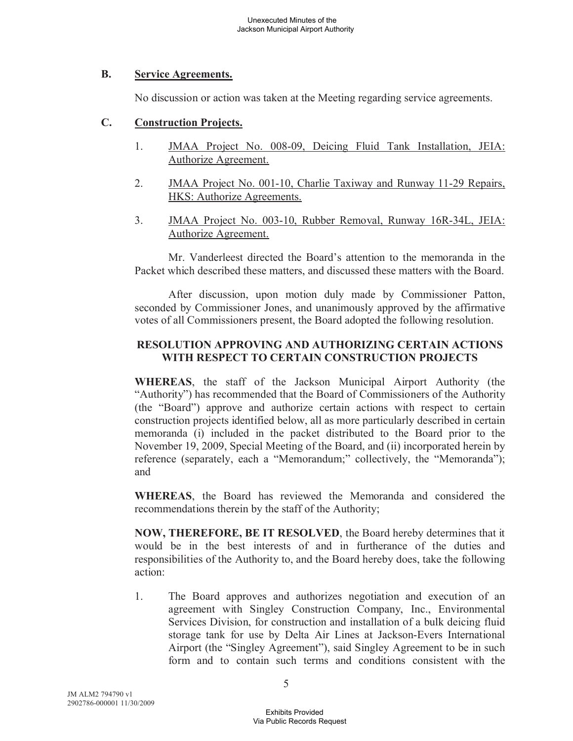**B. Service Agreements.**

No discussion or action was taken at the Meeting regarding service agreements.

**C. Construction Projects.**

1. JMAA Project No. 008-09, Deicing Fluid Tank Installation, JEIA: Authorize Agreement.

2. JMAA Project No. 001-10, Charlie Taxiway and Runway 11-29 Repairs, HKS: Authorize Agreements.

3. JMAA Project No. 003-10, Rubber Removal, Runway 16R-34L, JEIA: Authorize Agreement.

Mr. Vanderleest directed the Board's attention to the memoranda in the Packet which described these matters, and discussed these matters with the Board.

After discussion, upon motion duly made by Commissioner Patton, seconded by Commissioner Jones, and unanimously approved by the affirmative votes of all Commissioners present, the Board adopted the following resolution.

**RESOLUTION APPROVING AND AUTHORIZING CERTAIN ACTIONS WITH RESPECT TO CERTAIN CONSTRUCTION PROJECTS**

**WHEREAS**, the staff of the Jackson Municipal Airport Authority (the "Authority") has recommended that the Board of Commissioners of the Authority (the "Board") approve and authorize certain actions with respect to certain construction projects identified below, all as more particularly described in certain memoranda (i) included in the packet distributed to the Board prior to the November 19, 2009, Special Meeting of the Board, and (ii) incorporated herein by reference (separately, each a "Memorandum;" collectively, the "Memoranda"); and

**WHEREAS**, the Board has reviewed the Memoranda and considered the recommendations therein by the staff of the Authority;

**NOW, THEREFORE, BE IT RESOLVED**, the Board hereby determines that it would be in the best interests of and in furtherance of the duties and responsibilities of the Authority to, and the Board hereby does, take the following action:

1. The Board approves and authorizes negotiation and execution of an agreement with Singley Construction Company, Inc., Environmental Services Division, for construction and installation of a bulk deicing fluid storage tank for use by Delta Air Lines at Jackson-Evers International Airport (the "Singley Agreement"), said Singley Agreement to be in such form and to contain such terms and conditions consistent with the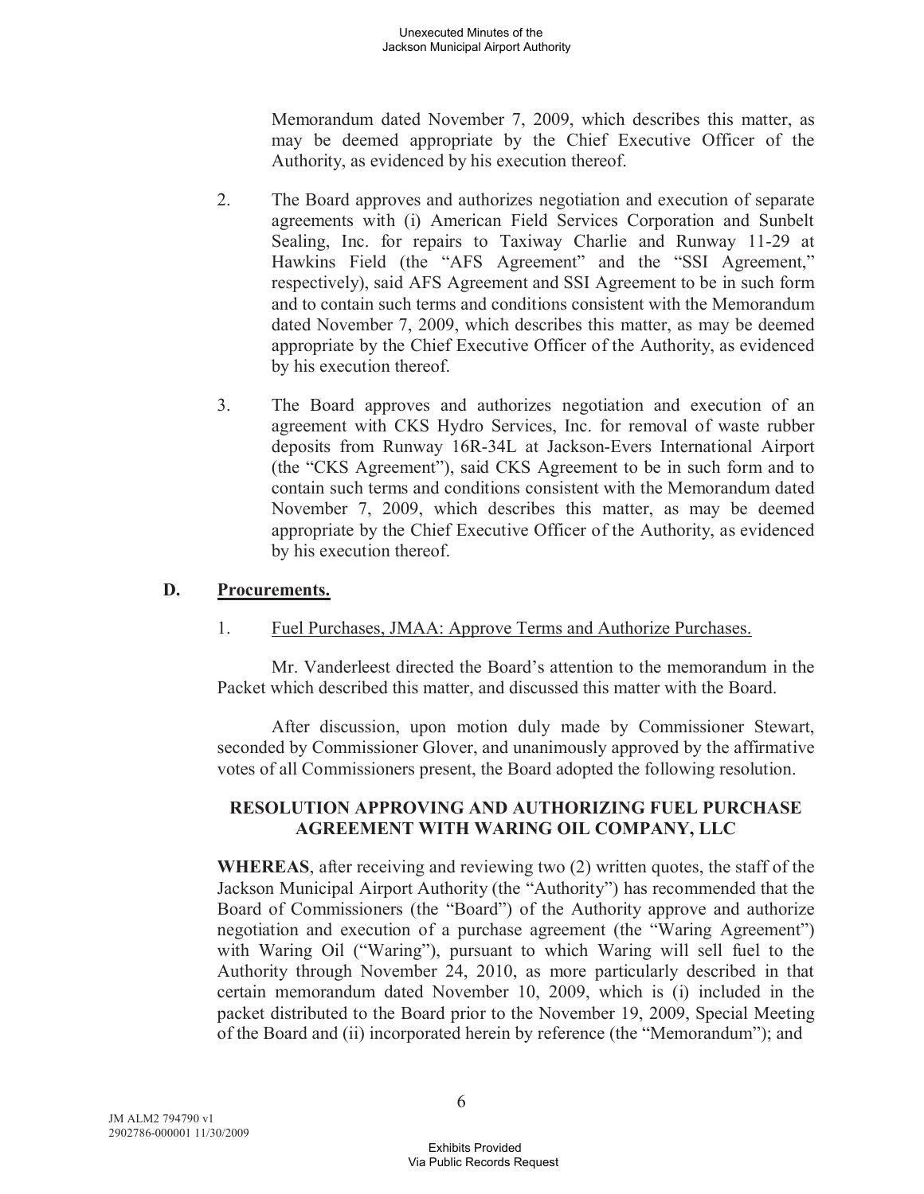Memorandum dated November 7, 2009, which describes this matter, as may be deemed appropriate by the Chief Executive Officer of the Authority, as evidenced by his execution thereof.

2. The Board approves and authorizes negotiation and execution of separate agreements with (i) American Field Services Corporation and Sunbelt Sealing, Inc. for repairs to Taxiway Charlie and Runway 11-29 at Hawkins Field (the "AFS Agreement" and the "SSI Agreement," respectively), said AFS Agreement and SSI Agreement to be in such form and to contain such terms and conditions consistent with the Memorandum dated November 7, 2009, which describes this matter, as may be deemed appropriate by the Chief Executive Officer of the Authority, as evidenced by his execution thereof.

3. The Board approves and authorizes negotiation and execution of an agreement with CKS Hydro Services, Inc. for removal of waste rubber deposits from Runway 16R-34L at Jackson-Evers International Airport (the "CKS Agreement"), said CKS Agreement to be in such form and to contain such terms and conditions consistent with the Memorandum dated November 7, 2009, which describes this matter, as may be deemed appropriate by the Chief Executive Officer of the Authority, as evidenced by his execution thereof.

## D. Procurements.

1. Fuel Purchases, JMAA: Approve Terms and Authorize Purchases.

Mr. Vanderleest directed the Board's attention to the memorandum in the Packet which described this matter, and discussed this matter with the Board.

After discussion, upon motion duly made by Commissioner Stewart, seconded by Commissioner Glover, and unanimously approved by the affirmative votes of all Commissioners present, the Board adopted the following resolution.

**RESOLUTION APPROVING AND AUTHORIZING FUEL PURCHASE AGREEMENT WITH WARING OIL COMPANY, LLC**

**WHEREAS**, after receiving and reviewing two (2) written quotes, the staff of the Jackson Municipal Airport Authority (the "Authority") has recommended that the Board of Commissioners (the "Board") of the Authority approve and authorize negotiation and execution of a purchase agreement (the "Waring Agreement") with Waring Oil ("Waring"), pursuant to which Waring will sell fuel to the Authority through November 24, 2010, as more particularly described in that certain memorandum dated November 10, 2009, which is (i) included in the packet distributed to the Board prior to the November 19, 2009, Special Meeting of the Board and (ii) incorporated herein by reference (the "Memorandum"); and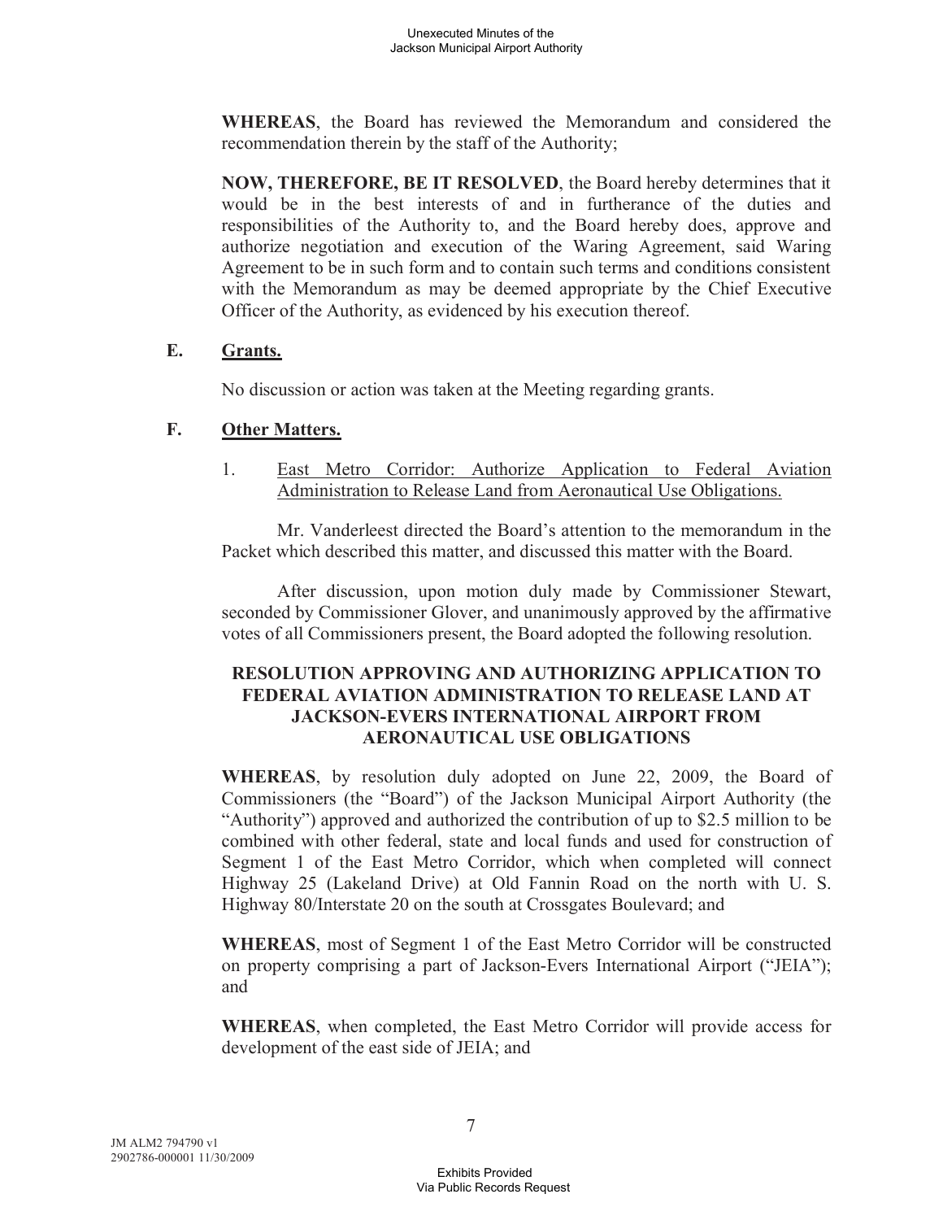**WHEREAS**, the Board has reviewed the Memorandum and considered the recommendation therein by the staff of the Authority;

**NOW, THEREFORE, BE IT RESOLVED**, the Board hereby determines that it would be in the best interests of and in furtherance of the duties and responsibilities of the Authority to, and the Board hereby does, approve and authorize negotiation and execution of the Waring Agreement, said Waring Agreement to be in such form and to contain such terms and conditions consistent with the Memorandum as may be deemed appropriate by the Chief Executive Officer of the Authority, as evidenced by his execution thereof.

**E. Grants.**

No discussion or action was taken at the Meeting regarding grants.

**F. Other Matters.**

1. East Metro Corridor: Authorize Application to Federal Aviation Administration to Release Land from Aeronautical Use Obligations.

Mr. Vanderleest directed the Board's attention to the memorandum in the Packet which described this matter, and discussed this matter with the Board.

After discussion, upon motion duly made by Commissioner Stewart, seconded by Commissioner Glover, and unanimously approved by the affirmative votes of all Commissioners present, the Board adopted the following resolution.

**RESOLUTION APPROVING AND AUTHORIZING APPLICATION TO FEDERAL AVIATION ADMINISTRATION TO RELEASE LAND AT JACKSON-EVERS INTERNATIONAL AIRPORT FROM AERONAUTICAL USE OBLIGATIONS**

**WHEREAS**, by resolution duly adopted on June 22, 2009, the Board of Commissioners (the "Board") of the Jackson Municipal Airport Authority (the "Authority") approved and authorized the contribution of up to $2.5 million to be combined with other federal, state and local funds and used for construction of Segment 1 of the East Metro Corridor, which when completed will connect Highway 25 (Lakeland Drive) at Old Fannin Road on the north with U. S. Highway 80/Interstate 20 on the south at Crossgates Boulevard; and

**WHEREAS**, most of Segment 1 of the East Metro Corridor will be constructed on property comprising a part of Jackson-Evers International Airport ("JEIA"); and

**WHEREAS**, when completed, the East Metro Corridor will provide access for development of the east side of JEIA; and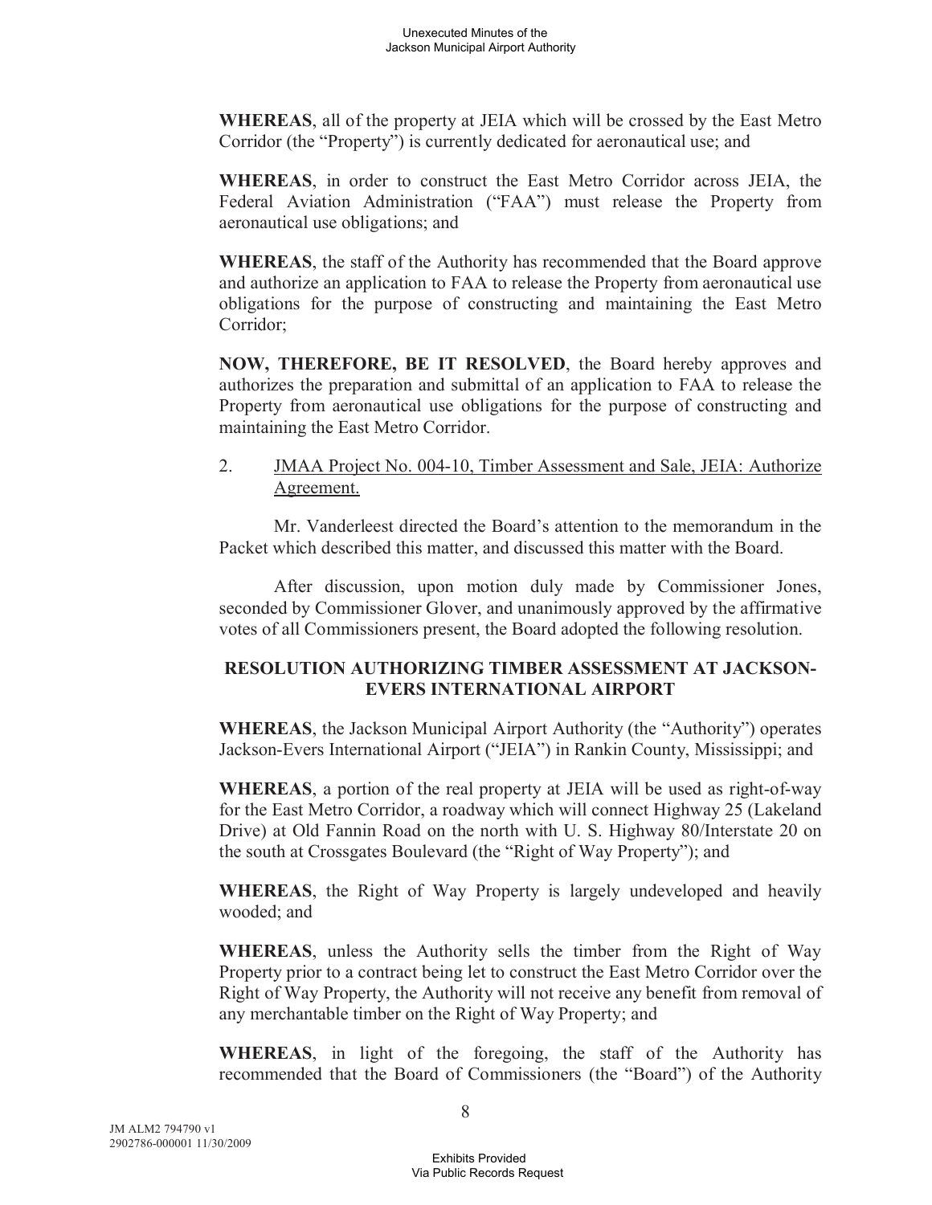**WHEREAS**, all of the property at JEIA which will be crossed by the East Metro Corridor (the "Property") is currently dedicated for aeronautical use; and

**WHEREAS**, in order to construct the East Metro Corridor across JEIA, the Federal Aviation Administration ("FAA") must release the Property from aeronautical use obligations; and

**WHEREAS**, the staff of the Authority has recommended that the Board approve and authorize an application to FAA to release the Property from aeronautical use obligations for the purpose of constructing and maintaining the East Metro Corridor;

**NOW, THEREFORE, BE IT RESOLVED**, the Board hereby approves and authorizes the preparation and submittal of an application to FAA to release the Property from aeronautical use obligations for the purpose of constructing and maintaining the East Metro Corridor.

2. JMAA Project No. 004-10, Timber Assessment and Sale, JEIA: Authorize Agreement.

Mr. Vanderleest directed the Board's attention to the memorandum in the Packet which described this matter, and discussed this matter with the Board.

After discussion, upon motion duly made by Commissioner Jones, seconded by Commissioner Glover, and unanimously approved by the affirmative votes of all Commissioners present, the Board adopted the following resolution.

**RESOLUTION AUTHORIZING TIMBER ASSESSMENT AT JACKSON-EVERS INTERNATIONAL AIRPORT**

**WHEREAS**, the Jackson Municipal Airport Authority (the "Authority") operates Jackson-Evers International Airport ("JEIA") in Rankin County, Mississippi; and

**WHEREAS**, a portion of the real property at JEIA will be used as right-of-way for the East Metro Corridor, a roadway which will connect Highway 25 (Lakeland Drive) at Old Fannin Road on the north with U. S. Highway 80/Interstate 20 on the south at Crossgates Boulevard (the "Right of Way Property"); and

**WHEREAS**, the Right of Way Property is largely undeveloped and heavily wooded; and

**WHEREAS**, unless the Authority sells the timber from the Right of Way Property prior to a contract being let to construct the East Metro Corridor over the Right of Way Property, the Authority will not receive any benefit from removal of any merchantable timber on the Right of Way Property; and

**WHEREAS**, in light of the foregoing, the staff of the Authority has recommended that the Board of Commissioners (the "Board") of the Authority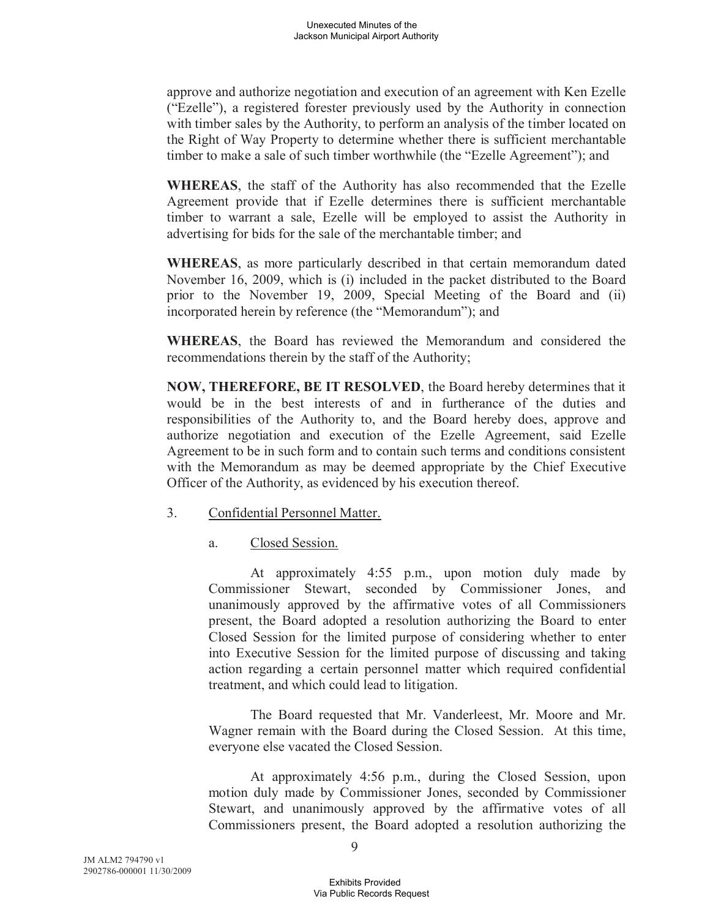approve and authorize negotiation and execution of an agreement with Ken Ezelle ("Ezelle"), a registered forester previously used by the Authority in connection with timber sales by the Authority, to perform an analysis of the timber located on the Right of Way Property to determine whether there is sufficient merchantable timber to make a sale of such timber worthwhile (the "Ezelle Agreement"); and

**WHEREAS**, the staff of the Authority has also recommended that the Ezelle Agreement provide that if Ezelle determines there is sufficient merchantable timber to warrant a sale, Ezelle will be employed to assist the Authority in advertising for bids for the sale of the merchantable timber; and

**WHEREAS**, as more particularly described in that certain memorandum dated November 16, 2009, which is (i) included in the packet distributed to the Board prior to the November 19, 2009, Special Meeting of the Board and (ii) incorporated herein by reference (the "Memorandum"); and

**WHEREAS**, the Board has reviewed the Memorandum and considered the recommendations therein by the staff of the Authority;

**NOW, THEREFORE, BE IT RESOLVED**, the Board hereby determines that it would be in the best interests of and in furtherance of the duties and responsibilities of the Authority to, and the Board hereby does, approve and authorize negotiation and execution of the Ezelle Agreement, said Ezelle Agreement to be in such form and to contain such terms and conditions consistent with the Memorandum as may be deemed appropriate by the Chief Executive Officer of the Authority, as evidenced by his execution thereof.

3. Confidential Personnel Matter.

   a. Closed Session.

   At approximately 4:55 p.m., upon motion duly made by Commissioner Stewart, seconded by Commissioner Jones, and unanimously approved by the affirmative votes of all Commissioners present, the Board adopted a resolution authorizing the Board to enter Closed Session for the limited purpose of considering whether to enter into Executive Session for the limited purpose of discussing and taking action regarding a certain personnel matter which required confidential treatment, and which could lead to litigation.

   The Board requested that Mr. Vanderleest, Mr. Moore and Mr. Wagner remain with the Board during the Closed Session. At this time, everyone else vacated the Closed Session.

   At approximately 4:56 p.m., during the Closed Session, upon motion duly made by Commissioner Jones, seconded by Commissioner Stewart, and unanimously approved by the affirmative votes of all Commissioners present, the Board adopted a resolution authorizing the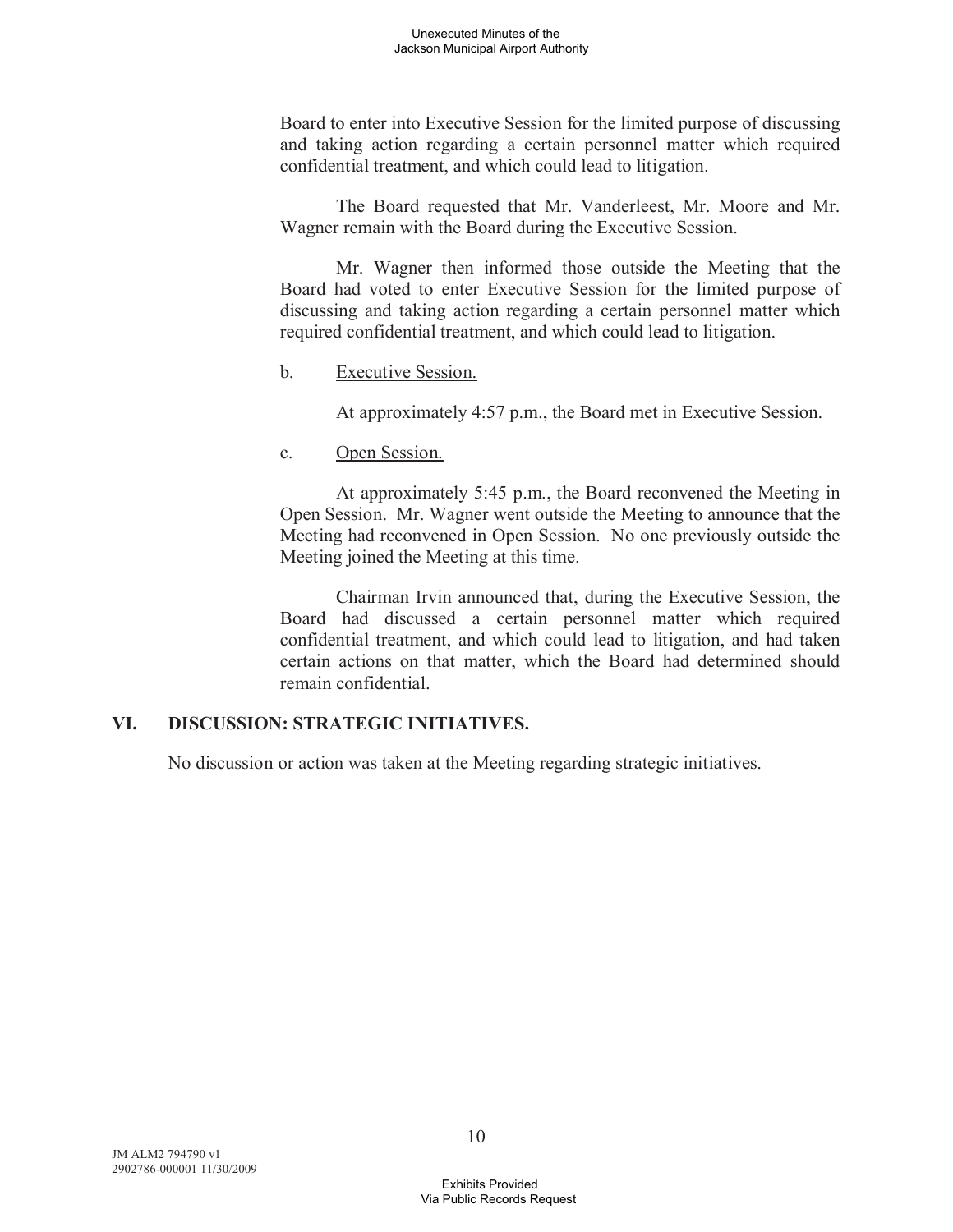Board to enter into Executive Session for the limited purpose of discussing and taking action regarding a certain personnel matter which required confidential treatment, and which could lead to litigation.

The Board requested that Mr. Vanderleest, Mr. Moore and Mr. Wagner remain with the Board during the Executive Session.

Mr. Wagner then informed those outside the Meeting that the Board had voted to enter Executive Session for the limited purpose of discussing and taking action regarding a certain personnel matter which required confidential treatment, and which could lead to litigation.

b. Executive Session.

At approximately 4:57 p.m., the Board met in Executive Session.

c. Open Session.

At approximately 5:45 p.m., the Board reconvened the Meeting in Open Session. Mr. Wagner went outside the Meeting to announce that the Meeting had reconvened in Open Session. No one previously outside the Meeting joined the Meeting at this time.

Chairman Irvin announced that, during the Executive Session, the Board had discussed a certain personnel matter which required confidential treatment, and which could lead to litigation, and had taken certain actions on that matter, which the Board had determined should remain confidential.

## VI. DISCUSSION: STRATEGIC INITIATIVES.

No discussion or action was taken at the Meeting regarding strategic initiatives.

JM ALM2 794790 v1
2902786-000001 11/30/2009

Exhibits Provided
Via Public Records Request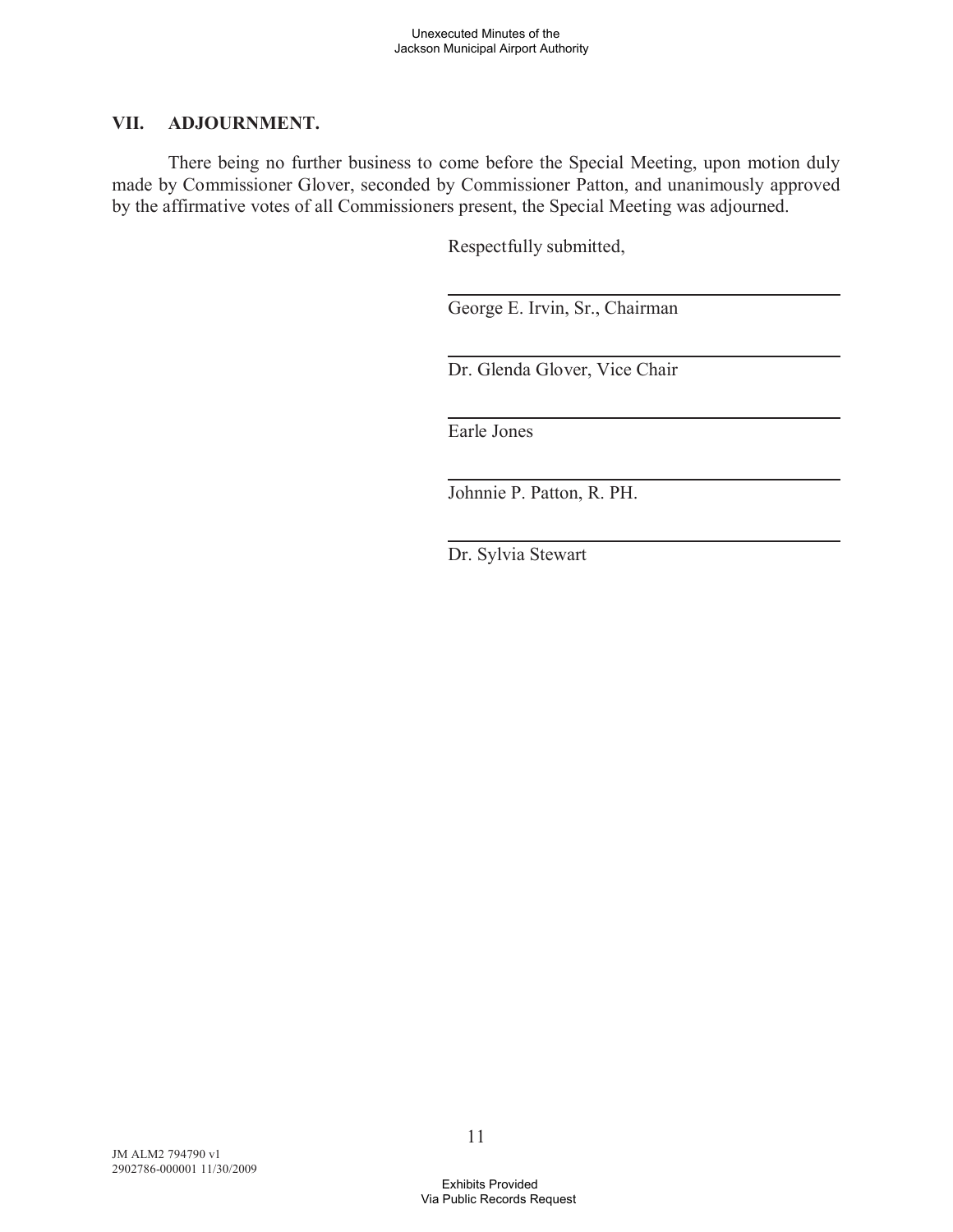## VII. ADJOURNMENT.

There being no further business to come before the Special Meeting, upon motion duly made by Commissioner Glover, seconded by Commissioner Patton, and unanimously approved by the affirmative votes of all Commissioners present, the Special Meeting was adjourned.

Respectfully submitted,

\_\_\_\_\_\_\_\_\_\_\_\_\_\_\_\_\_\_\_\_\_\_\_\_\_\_\_\_\_\_\_\_\_\_\_\_\_\_\_\_

George E. Irvin, Sr., Chairman

\_\_\_\_\_\_\_\_\_\_\_\_\_\_\_\_\_\_\_\_\_\_\_\_\_\_\_\_\_\_\_\_\_\_\_\_\_\_\_\_

Dr. Glenda Glover, Vice Chair

\_\_\_\_\_\_\_\_\_\_\_\_\_\_\_\_\_\_\_\_\_\_\_\_\_\_\_\_\_\_\_\_\_\_\_\_\_\_\_\_

Earle Jones

\_\_\_\_\_\_\_\_\_\_\_\_\_\_\_\_\_\_\_\_\_\_\_\_\_\_\_\_\_\_\_\_\_\_\_\_\_\_\_\_

Johnnie P. Patton, R. PH.

\_\_\_\_\_\_\_\_\_\_\_\_\_\_\_\_\_\_\_\_\_\_\_\_\_\_\_\_\_\_\_\_\_\_\_\_\_\_\_\_

Dr. Sylvia Stewart

JM ALM2 794790 v1
2902786-000001 11/30/2009